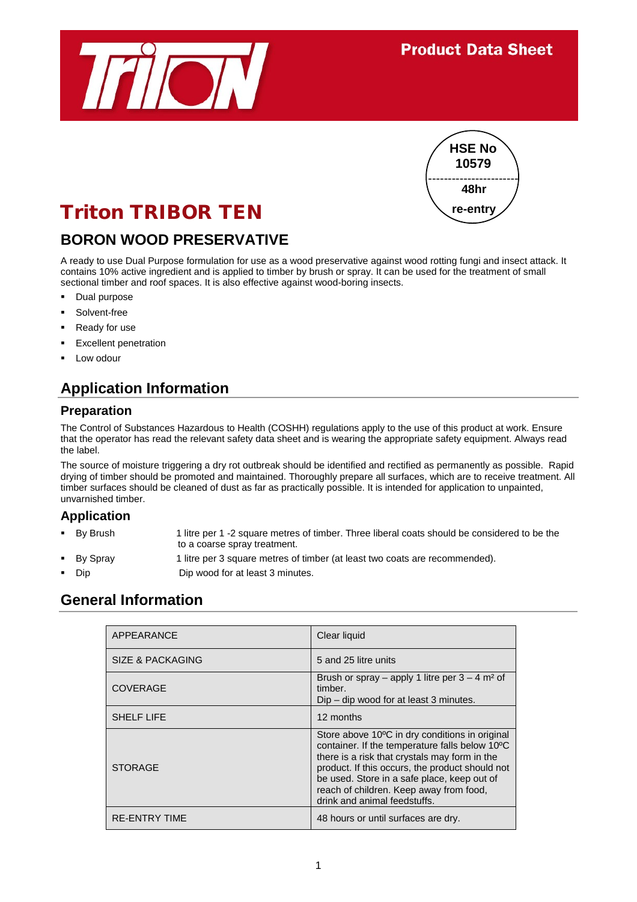Product Data Sheet

HSE No 10579

48hr re-entry

# Triton TRIBOR TEN

## BORON WOOD PRESERVATIVE

A ready to use Dual Purpose formulation for use as a wood preservative against wood rotting fungi and insect attack. It contains 10% active ingredient and is applied to timber by brush or spray. It can be used for the treatment of small sectional timber and roof spaces. It is also effective against wood-boring insects.

- Dual purpose
- Solvent-free
- Ready for use
- Excellent penetration
- Low odour

## Application Information

### Preparation

The Control of Substances Hazardous to Health (COSHH) regulations apply to the use of this product at work. Ensure that the operator has read the relevant safety data sheet and is wearing the appropriate safety equipment. Always read the label.

The source of moisture triggering a dry rot outbreak should be identified and rectified as permanently as possible. Rapid drying of timber should be promoted and maintained. Thoroughly prepare all surfaces, which are to receive treatment. All timber surfaces should be cleaned of dust as far as practically possible. It is intended for application to unpainted, unvarnished timber.

### Application

- By Brush — 1 litre per 1 -2 square metres of timber. Three liberal coats should be considered to be the to a coarse spray treatment.
- By Spray — 1 litre per 3 square metres of timber (at least two coats are recommended).
- Dip — Dip wood for at least 3 minutes.

## General Information

| | |
|---|---|
| APPEARANCE | Clear liquid |
| SIZE & PACKAGING | 5 and 25 litre units |
| COVERAGE | Brush or spray – apply 1 litre per 3 – 4 m² of timber.<br>Dip – dip wood for at least 3 minutes. |
| SHELF LIFE | 12 months |
| STORAGE | Store above 10ºC in dry conditions in original container. If the temperature falls below 10ºC there is a risk that crystals may form in the product. If this occurs, the product should not be used. Store in a safe place, keep out of reach of children. Keep away from food, drink and animal feedstuffs. |
| RE-ENTRY TIME | 48 hours or until surfaces are dry. |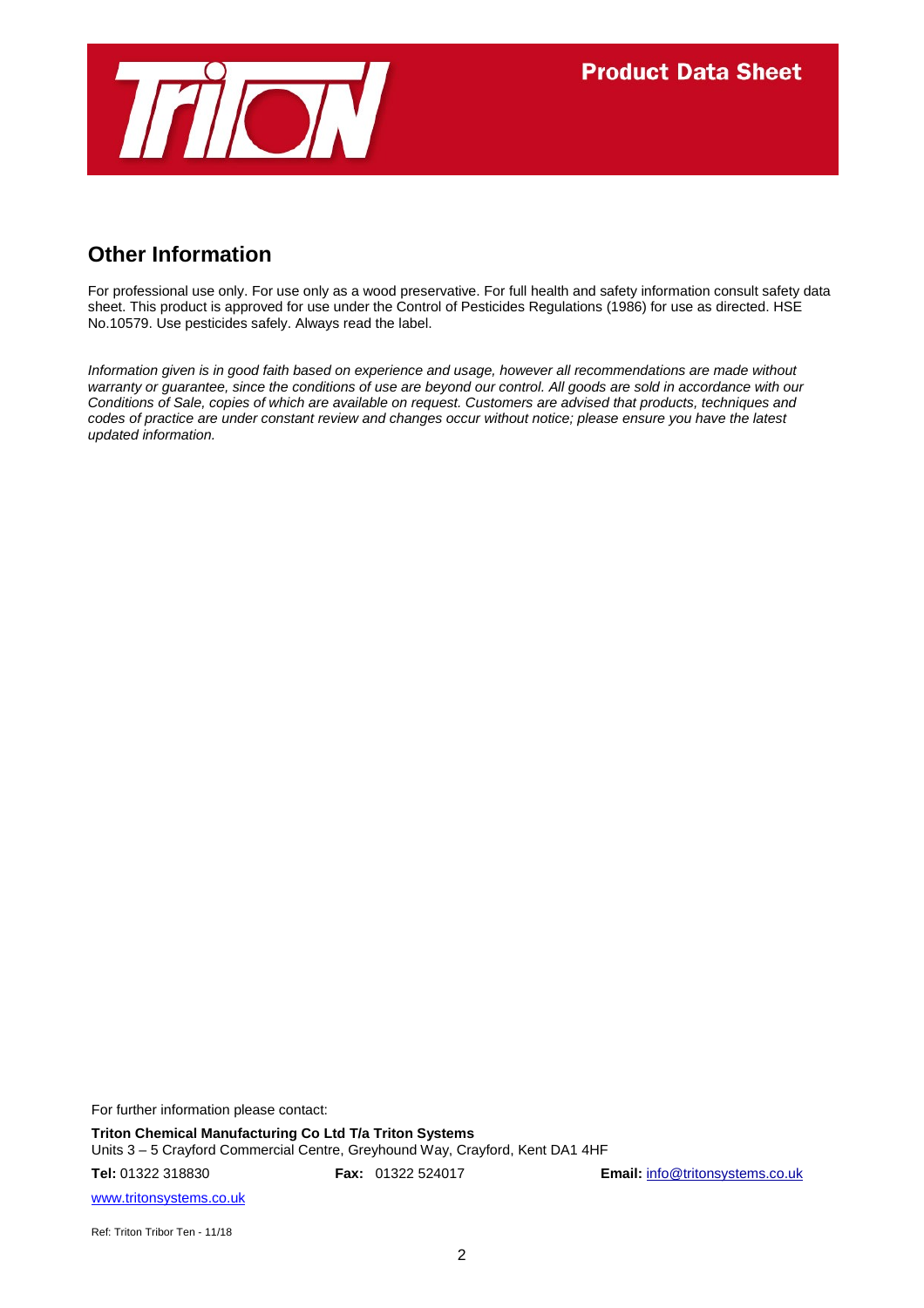## Other Information

For professional use only. For use only as a wood preservative. For full health and safety information consult safety data sheet. This product is approved for use under the Control of Pesticides Regulations (1986) for use as directed. HSE No.10579. Use pesticides safely. Always read the label.

*Information given is in good faith based on experience and usage, however all recommendations are made without warranty or guarantee, since the conditions of use are beyond our control. All goods are sold in accordance with our Conditions of Sale, copies of which are available on request. Customers are advised that products, techniques and codes of practice are under constant review and changes occur without notice; please ensure you have the latest updated information.*

For further information please contact:

**Triton Chemical Manufacturing Co Ltd T/a Triton Systems**
Units 3 – 5 Crayford Commercial Centre, Greyhound Way, Crayford, Kent DA1 4HF

**Tel:** 01322 318830 **Fax:** 01322 524017 **Email:** info@tritonsystems.co.uk

www.tritonsystems.co.uk

Ref: Triton Tribor Ten - 11/18